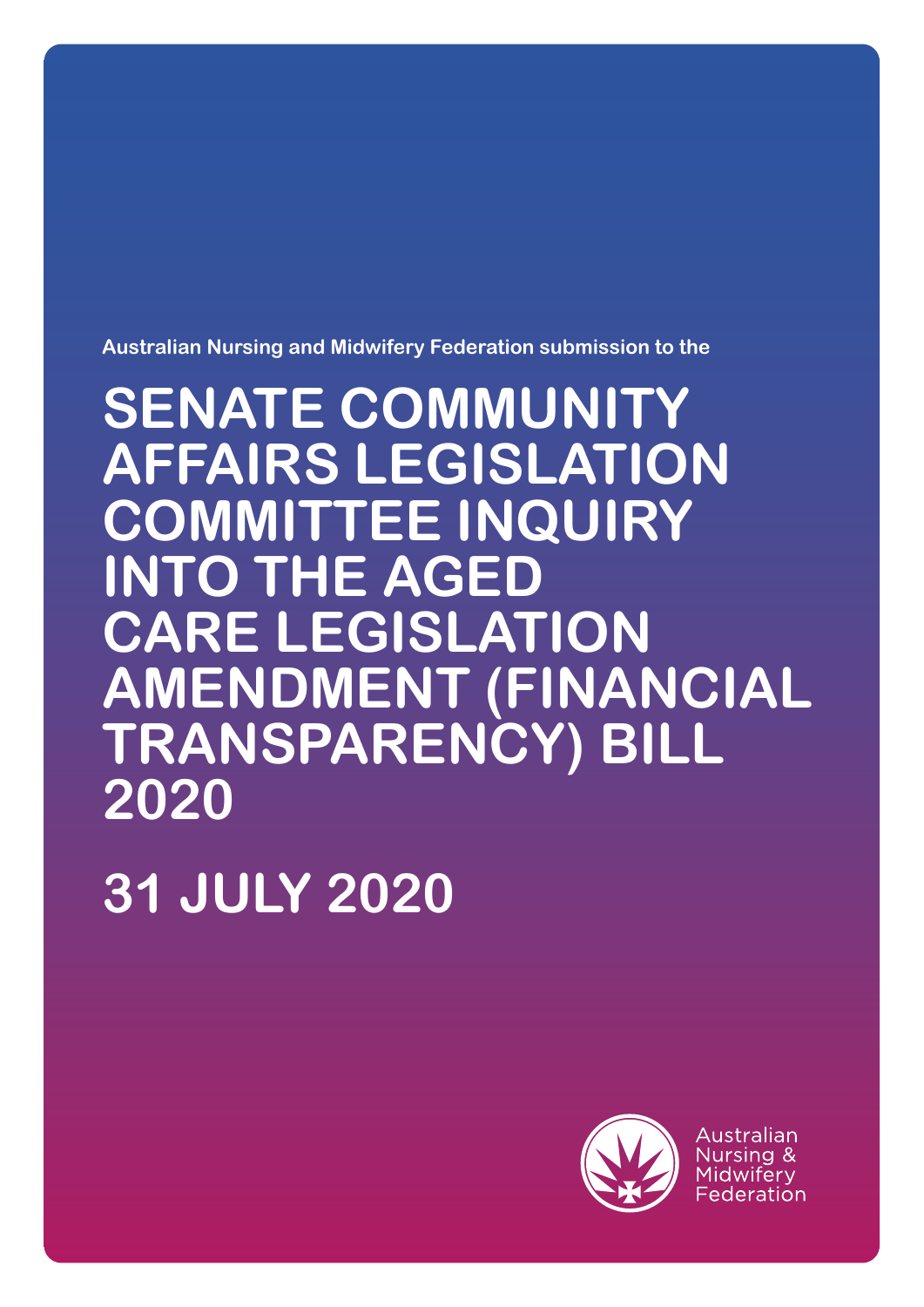Australian Nursing and Midwifery Federation submission to the

# SENATE COMMUNITY AFFAIRS LEGISLATION COMMITTEE INQUIRY INTO THE AGED CARE LEGISLATION AMENDMENT (FINANCIAL TRANSPARENCY) BILL 2020

## 31 JULY 2020

Australian Nursing & Midwifery Federation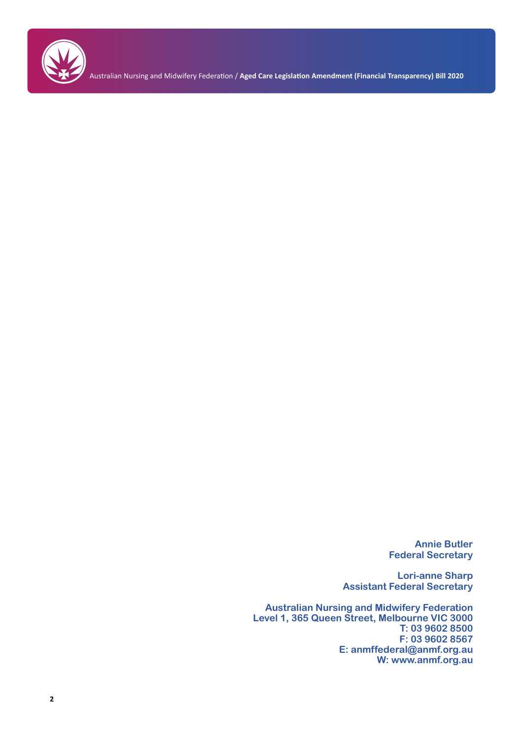**Annie Butler**
**Federal Secretary**

**Lori-anne Sharp**
**Assistant Federal Secretary**

**Australian Nursing and Midwifery Federation**
**Level 1, 365 Queen Street, Melbourne VIC 3000**
**T: 03 9602 8500**
**F: 03 9602 8567**
**E: anmffederal@anmf.org.au**
**W: www.anmf.org.au**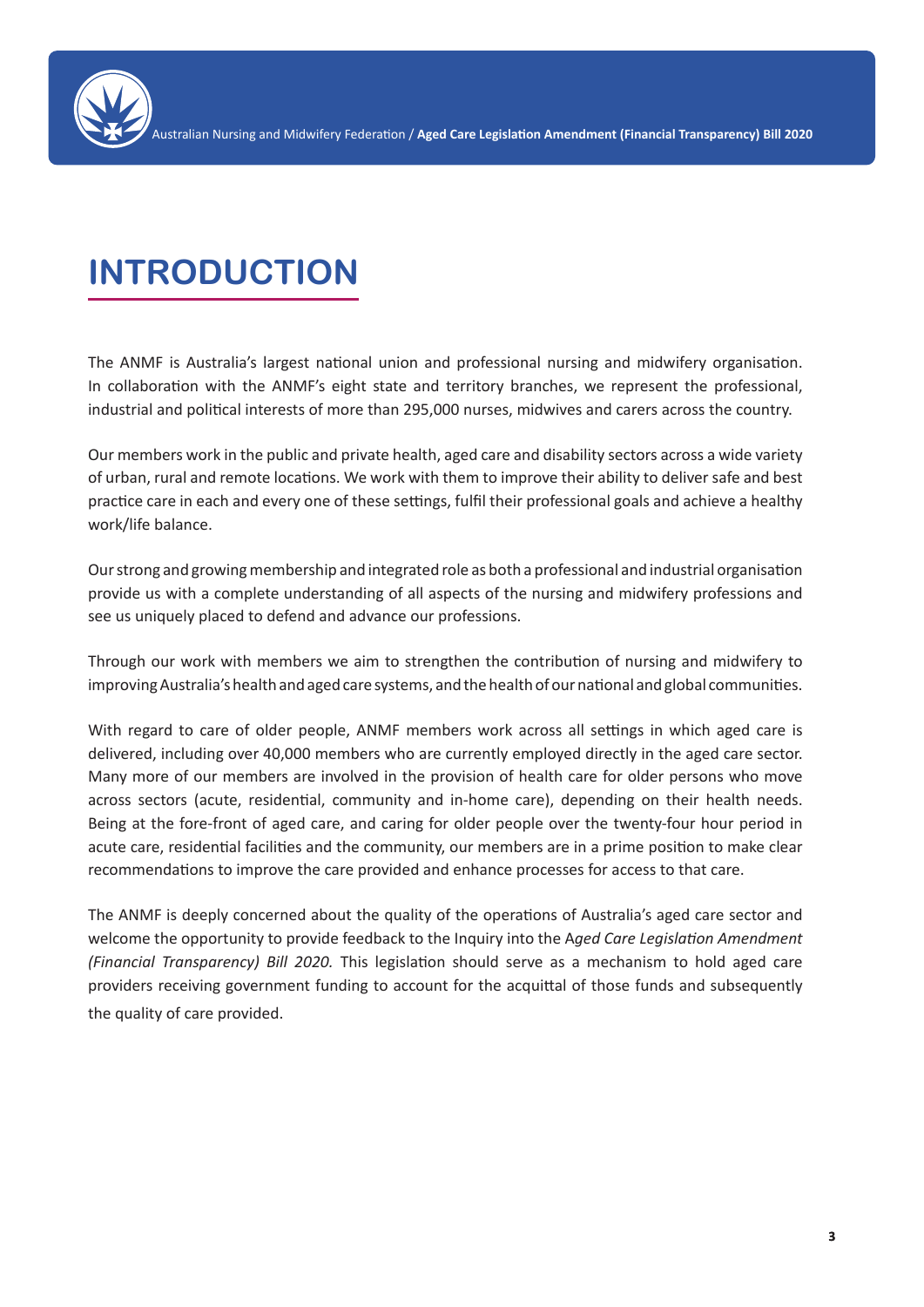# INTRODUCTION

The ANMF is Australia's largest national union and professional nursing and midwifery organisation. In collaboration with the ANMF's eight state and territory branches, we represent the professional, industrial and political interests of more than 295,000 nurses, midwives and carers across the country.

Our members work in the public and private health, aged care and disability sectors across a wide variety of urban, rural and remote locations. We work with them to improve their ability to deliver safe and best practice care in each and every one of these settings, fulfil their professional goals and achieve a healthy work/life balance.

Our strong and growing membership and integrated role as both a professional and industrial organisation provide us with a complete understanding of all aspects of the nursing and midwifery professions and see us uniquely placed to defend and advance our professions.

Through our work with members we aim to strengthen the contribution of nursing and midwifery to improving Australia's health and aged care systems, and the health of our national and global communities.

With regard to care of older people, ANMF members work across all settings in which aged care is delivered, including over 40,000 members who are currently employed directly in the aged care sector. Many more of our members are involved in the provision of health care for older persons who move across sectors (acute, residential, community and in-home care), depending on their health needs. Being at the fore-front of aged care, and caring for older people over the twenty-four hour period in acute care, residential facilities and the community, our members are in a prime position to make clear recommendations to improve the care provided and enhance processes for access to that care.

The ANMF is deeply concerned about the quality of the operations of Australia's aged care sector and welcome the opportunity to provide feedback to the Inquiry into the A*ged Care Legislation Amendment (Financial Transparency) Bill 2020.* This legislation should serve as a mechanism to hold aged care providers receiving government funding to account for the acquittal of those funds and subsequently the quality of care provided.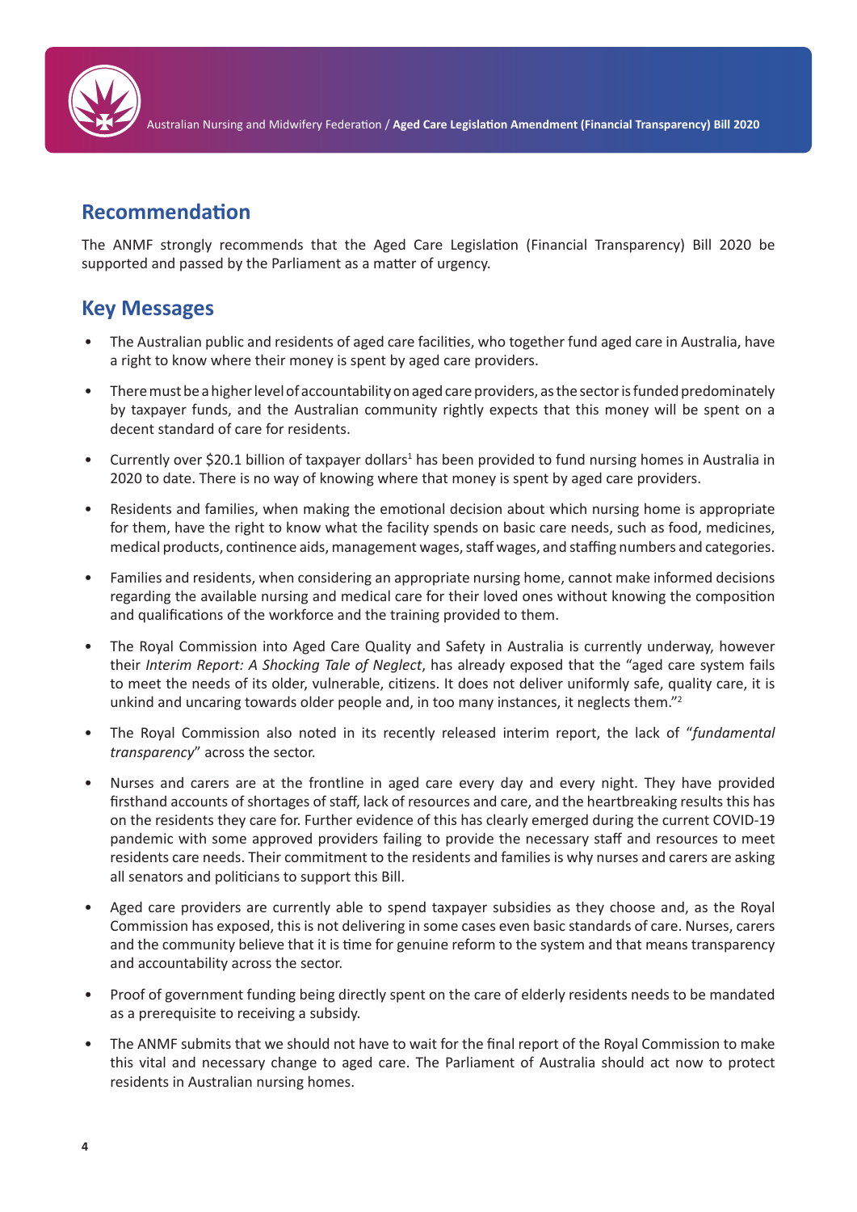## Recommendation

The ANMF strongly recommends that the Aged Care Legislation (Financial Transparency) Bill 2020 be supported and passed by the Parliament as a matter of urgency.

## Key Messages

- The Australian public and residents of aged care facilities, who together fund aged care in Australia, have a right to know where their money is spent by aged care providers.
- There must be a higher level of accountability on aged care providers, as the sector is funded predominately by taxpayer funds, and the Australian community rightly expects that this money will be spent on a decent standard of care for residents.
- Currently over $20.1 billion of taxpayer dollars[1] has been provided to fund nursing homes in Australia in 2020 to date. There is no way of knowing where that money is spent by aged care providers.
- Residents and families, when making the emotional decision about which nursing home is appropriate for them, have the right to know what the facility spends on basic care needs, such as food, medicines, medical products, continence aids, management wages, staff wages, and staffing numbers and categories.
- Families and residents, when considering an appropriate nursing home, cannot make informed decisions regarding the available nursing and medical care for their loved ones without knowing the composition and qualifications of the workforce and the training provided to them.
- The Royal Commission into Aged Care Quality and Safety in Australia is currently underway, however their *Interim Report: A Shocking Tale of Neglect*, has already exposed that the "aged care system fails to meet the needs of its older, vulnerable, citizens. It does not deliver uniformly safe, quality care, it is unkind and uncaring towards older people and, in too many instances, it neglects them."[2]
- The Royal Commission also noted in its recently released interim report, the lack of "*fundamental transparency*" across the sector.
- Nurses and carers are at the frontline in aged care every day and every night. They have provided firsthand accounts of shortages of staff, lack of resources and care, and the heartbreaking results this has on the residents they care for. Further evidence of this has clearly emerged during the current COVID-19 pandemic with some approved providers failing to provide the necessary staff and resources to meet residents care needs. Their commitment to the residents and families is why nurses and carers are asking all senators and politicians to support this Bill.
- Aged care providers are currently able to spend taxpayer subsidies as they choose and, as the Royal Commission has exposed, this is not delivering in some cases even basic standards of care. Nurses, carers and the community believe that it is time for genuine reform to the system and that means transparency and accountability across the sector.
- Proof of government funding being directly spent on the care of elderly residents needs to be mandated as a prerequisite to receiving a subsidy.
- The ANMF submits that we should not have to wait for the final report of the Royal Commission to make this vital and necessary change to aged care. The Parliament of Australia should act now to protect residents in Australian nursing homes.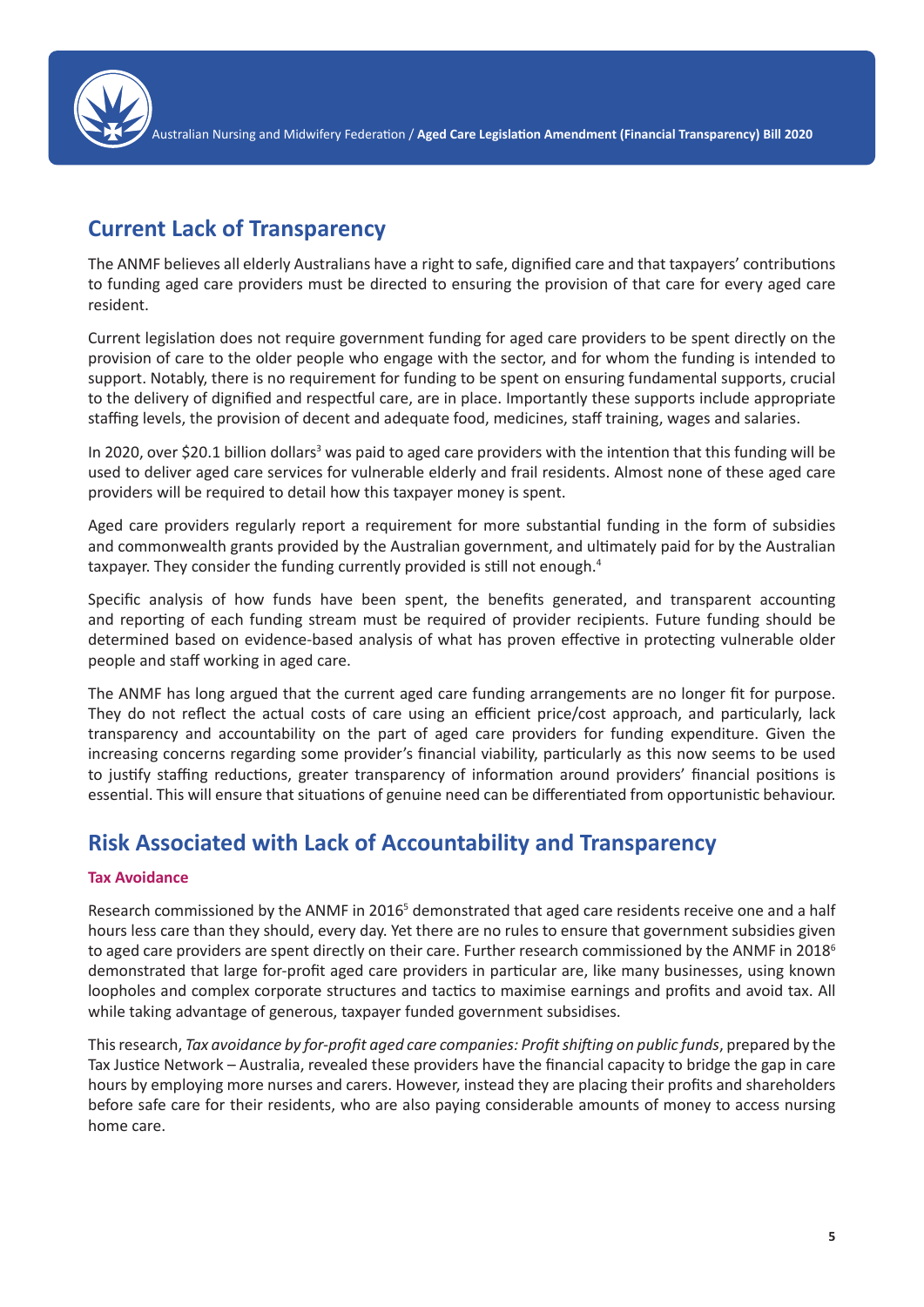## Current Lack of Transparency

The ANMF believes all elderly Australians have a right to safe, dignified care and that taxpayers' contributions to funding aged care providers must be directed to ensuring the provision of that care for every aged care resident.

Current legislation does not require government funding for aged care providers to be spent directly on the provision of care to the older people who engage with the sector, and for whom the funding is intended to support. Notably, there is no requirement for funding to be spent on ensuring fundamental supports, crucial to the delivery of dignified and respectful care, are in place. Importantly these supports include appropriate staffing levels, the provision of decent and adequate food, medicines, staff training, wages and salaries.

In 2020, over $20.1 billion dollars[3] was paid to aged care providers with the intention that this funding will be used to deliver aged care services for vulnerable elderly and frail residents. Almost none of these aged care providers will be required to detail how this taxpayer money is spent.

Aged care providers regularly report a requirement for more substantial funding in the form of subsidies and commonwealth grants provided by the Australian government, and ultimately paid for by the Australian taxpayer. They consider the funding currently provided is still not enough.[4]

Specific analysis of how funds have been spent, the benefits generated, and transparent accounting and reporting of each funding stream must be required of provider recipients. Future funding should be determined based on evidence-based analysis of what has proven effective in protecting vulnerable older people and staff working in aged care.

The ANMF has long argued that the current aged care funding arrangements are no longer fit for purpose. They do not reflect the actual costs of care using an efficient price/cost approach, and particularly, lack transparency and accountability on the part of aged care providers for funding expenditure. Given the increasing concerns regarding some provider's financial viability, particularly as this now seems to be used to justify staffing reductions, greater transparency of information around providers' financial positions is essential. This will ensure that situations of genuine need can be differentiated from opportunistic behaviour.

## Risk Associated with Lack of Accountability and Transparency

### Tax Avoidance

Research commissioned by the ANMF in 2016[5] demonstrated that aged care residents receive one and a half hours less care than they should, every day. Yet there are no rules to ensure that government subsidies given to aged care providers are spent directly on their care. Further research commissioned by the ANMF in 2018[6] demonstrated that large for-profit aged care providers in particular are, like many businesses, using known loopholes and complex corporate structures and tactics to maximise earnings and profits and avoid tax. All while taking advantage of generous, taxpayer funded government subsidises.

This research, *Tax avoidance by for-profit aged care companies: Profit shifting on public funds*, prepared by the Tax Justice Network – Australia, revealed these providers have the financial capacity to bridge the gap in care hours by employing more nurses and carers. However, instead they are placing their profits and shareholders before safe care for their residents, who are also paying considerable amounts of money to access nursing home care.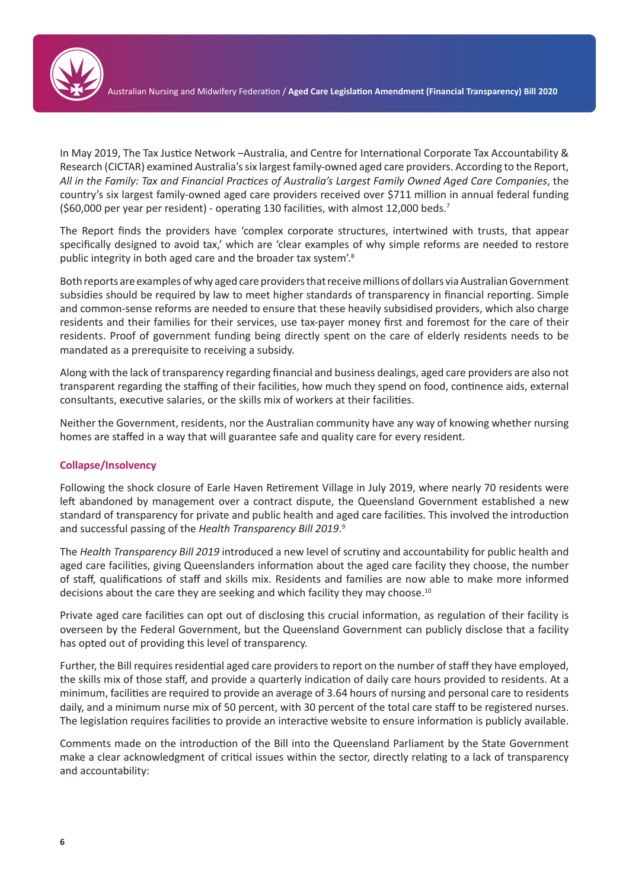In May 2019, The Tax Justice Network –Australia, and Centre for International Corporate Tax Accountability & Research (CICTAR) examined Australia's six largest family-owned aged care providers. According to the Report, *All in the Family: Tax and Financial Practices of Australia's Largest Family Owned Aged Care Companies*, the country's six largest family-owned aged care providers received over $711 million in annual federal funding ($60,000 per year per resident) - operating 130 facilities, with almost 12,000 beds.[7]

The Report finds the providers have 'complex corporate structures, intertwined with trusts, that appear specifically designed to avoid tax,' which are 'clear examples of why simple reforms are needed to restore public integrity in both aged care and the broader tax system'.[8]

Both reports are examples of why aged care providers that receive millions of dollars via Australian Government subsidies should be required by law to meet higher standards of transparency in financial reporting. Simple and common-sense reforms are needed to ensure that these heavily subsidised providers, which also charge residents and their families for their services, use tax-payer money first and foremost for the care of their residents. Proof of government funding being directly spent on the care of elderly residents needs to be mandated as a prerequisite to receiving a subsidy.

Along with the lack of transparency regarding financial and business dealings, aged care providers are also not transparent regarding the staffing of their facilities, how much they spend on food, continence aids, external consultants, executive salaries, or the skills mix of workers at their facilities.

Neither the Government, residents, nor the Australian community have any way of knowing whether nursing homes are staffed in a way that will guarantee safe and quality care for every resident.

### Collapse/Insolvency

Following the shock closure of Earle Haven Retirement Village in July 2019, where nearly 70 residents were left abandoned by management over a contract dispute, the Queensland Government established a new standard of transparency for private and public health and aged care facilities. This involved the introduction and successful passing of the *Health Transparency Bill 2019*.[9]

The *Health Transparency Bill 2019* introduced a new level of scrutiny and accountability for public health and aged care facilities, giving Queenslanders information about the aged care facility they choose, the number of staff, qualifications of staff and skills mix. Residents and families are now able to make more informed decisions about the care they are seeking and which facility they may choose.[10]

Private aged care facilities can opt out of disclosing this crucial information, as regulation of their facility is overseen by the Federal Government, but the Queensland Government can publicly disclose that a facility has opted out of providing this level of transparency.

Further, the Bill requires residential aged care providers to report on the number of staff they have employed, the skills mix of those staff, and provide a quarterly indication of daily care hours provided to residents. At a minimum, facilities are required to provide an average of 3.64 hours of nursing and personal care to residents daily, and a minimum nurse mix of 50 percent, with 30 percent of the total care staff to be registered nurses. The legislation requires facilities to provide an interactive website to ensure information is publicly available.

Comments made on the introduction of the Bill into the Queensland Parliament by the State Government make a clear acknowledgment of critical issues within the sector, directly relating to a lack of transparency and accountability: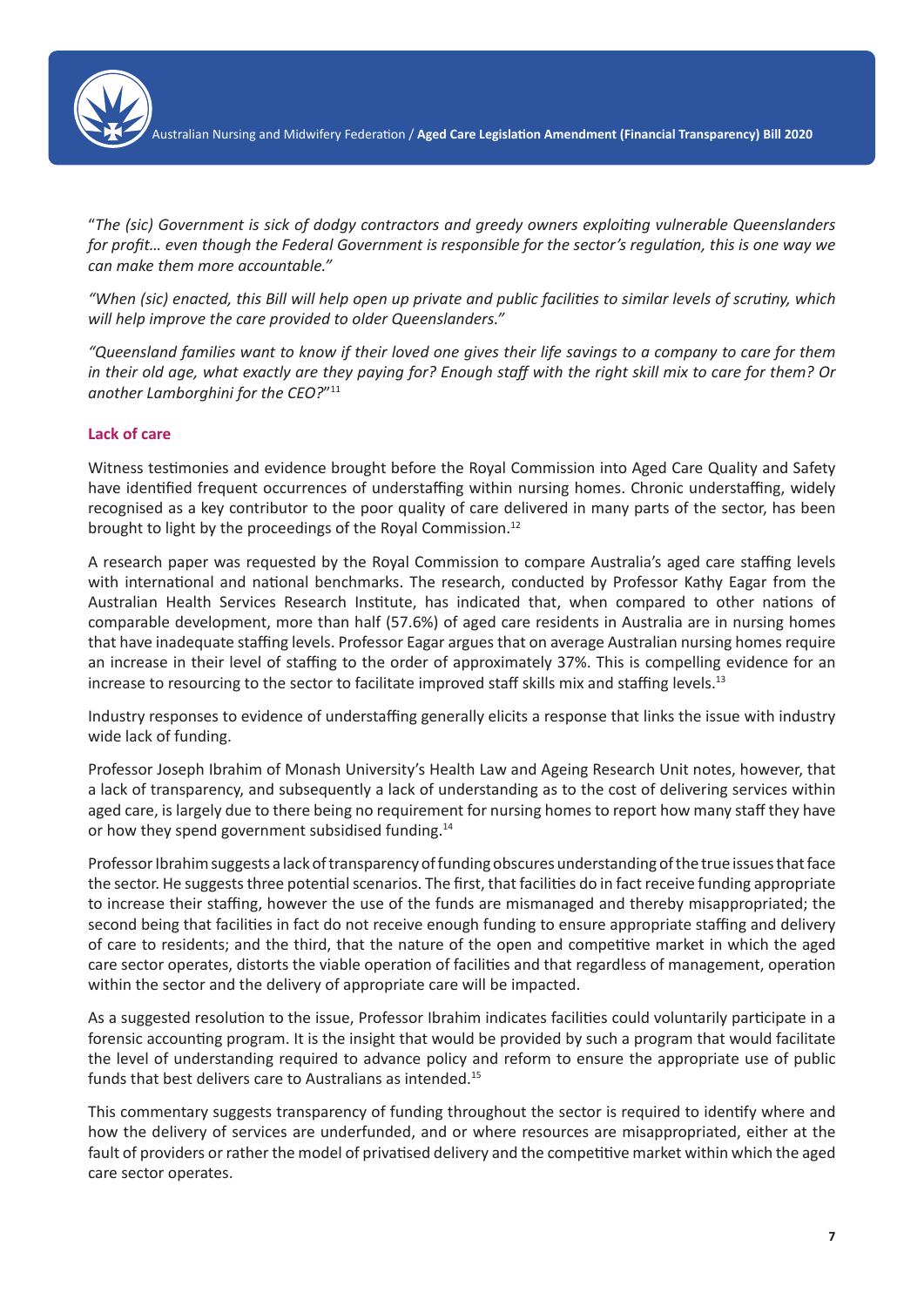"*The (sic) Government is sick of dodgy contractors and greedy owners exploiting vulnerable Queenslanders for profit… even though the Federal Government is responsible for the sector's regulation, this is one way we can make them more accountable."*

*"When (sic) enacted, this Bill will help open up private and public facilities to similar levels of scrutiny, which will help improve the care provided to older Queenslanders."*

*"Queensland families want to know if their loved one gives their life savings to a company to care for them in their old age, what exactly are they paying for? Enough staff with the right skill mix to care for them? Or another Lamborghini for the CEO?"*[11]

### Lack of care

Witness testimonies and evidence brought before the Royal Commission into Aged Care Quality and Safety have identified frequent occurrences of understaffing within nursing homes. Chronic understaffing, widely recognised as a key contributor to the poor quality of care delivered in many parts of the sector, has been brought to light by the proceedings of the Royal Commission.[12]

A research paper was requested by the Royal Commission to compare Australia's aged care staffing levels with international and national benchmarks. The research, conducted by Professor Kathy Eagar from the Australian Health Services Research Institute, has indicated that, when compared to other nations of comparable development, more than half (57.6%) of aged care residents in Australia are in nursing homes that have inadequate staffing levels. Professor Eagar argues that on average Australian nursing homes require an increase in their level of staffing to the order of approximately 37%. This is compelling evidence for an increase to resourcing to the sector to facilitate improved staff skills mix and staffing levels.[13]

Industry responses to evidence of understaffing generally elicits a response that links the issue with industry wide lack of funding.

Professor Joseph Ibrahim of Monash University's Health Law and Ageing Research Unit notes, however, that a lack of transparency, and subsequently a lack of understanding as to the cost of delivering services within aged care, is largely due to there being no requirement for nursing homes to report how many staff they have or how they spend government subsidised funding.[14]

Professor Ibrahim suggests a lack of transparency of funding obscures understanding of the true issues that face the sector. He suggests three potential scenarios. The first, that facilities do in fact receive funding appropriate to increase their staffing, however the use of the funds are mismanaged and thereby misappropriated; the second being that facilities in fact do not receive enough funding to ensure appropriate staffing and delivery of care to residents; and the third, that the nature of the open and competitive market in which the aged care sector operates, distorts the viable operation of facilities and that regardless of management, operation within the sector and the delivery of appropriate care will be impacted.

As a suggested resolution to the issue, Professor Ibrahim indicates facilities could voluntarily participate in a forensic accounting program. It is the insight that would be provided by such a program that would facilitate the level of understanding required to advance policy and reform to ensure the appropriate use of public funds that best delivers care to Australians as intended.[15]

This commentary suggests transparency of funding throughout the sector is required to identify where and how the delivery of services are underfunded, and or where resources are misappropriated, either at the fault of providers or rather the model of privatised delivery and the competitive market within which the aged care sector operates.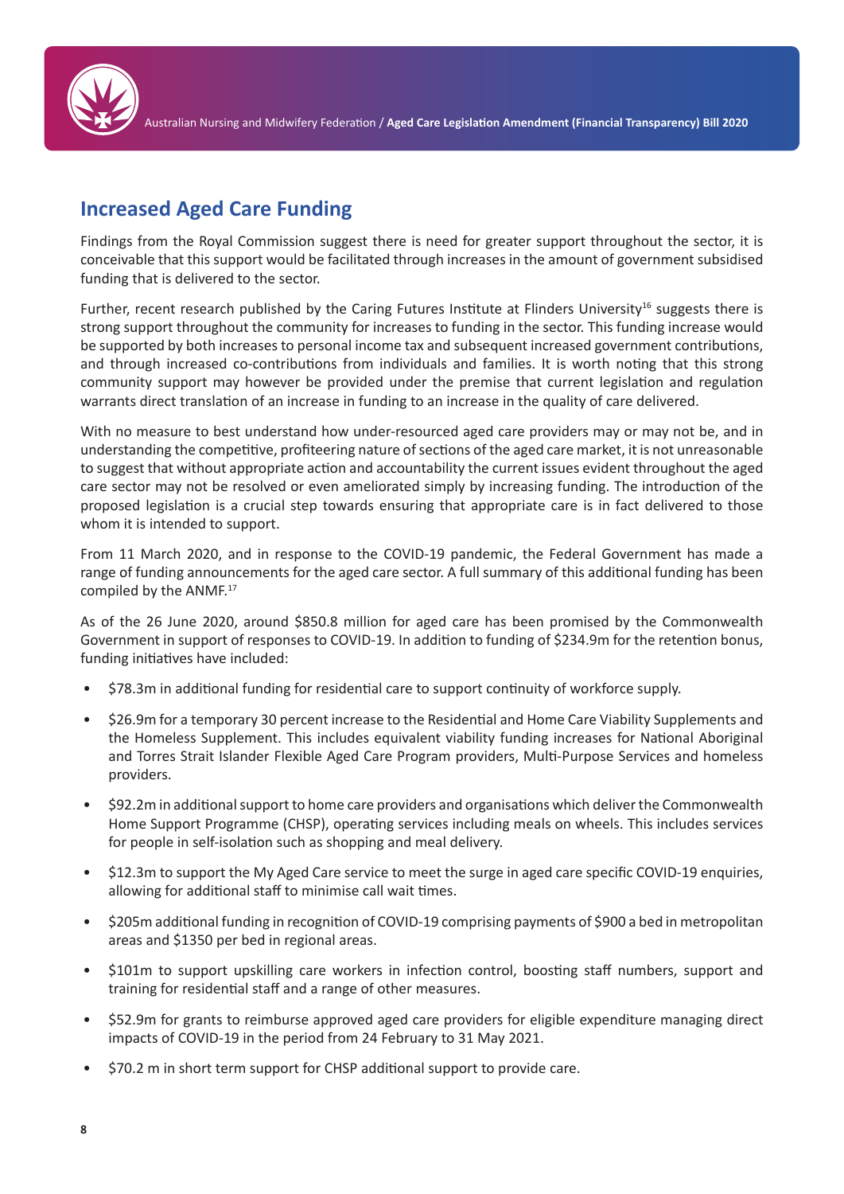## Increased Aged Care Funding

Findings from the Royal Commission suggest there is need for greater support throughout the sector, it is conceivable that this support would be facilitated through increases in the amount of government subsidised funding that is delivered to the sector.

Further, recent research published by the Caring Futures Institute at Flinders University[16] suggests there is strong support throughout the community for increases to funding in the sector. This funding increase would be supported by both increases to personal income tax and subsequent increased government contributions, and through increased co-contributions from individuals and families. It is worth noting that this strong community support may however be provided under the premise that current legislation and regulation warrants direct translation of an increase in funding to an increase in the quality of care delivered.

With no measure to best understand how under-resourced aged care providers may or may not be, and in understanding the competitive, profiteering nature of sections of the aged care market, it is not unreasonable to suggest that without appropriate action and accountability the current issues evident throughout the aged care sector may not be resolved or even ameliorated simply by increasing funding. The introduction of the proposed legislation is a crucial step towards ensuring that appropriate care is in fact delivered to those whom it is intended to support.

From 11 March 2020, and in response to the COVID-19 pandemic, the Federal Government has made a range of funding announcements for the aged care sector. A full summary of this additional funding has been compiled by the ANMF.[17]

As of the 26 June 2020, around $850.8 million for aged care has been promised by the Commonwealth Government in support of responses to COVID-19. In addition to funding of $234.9m for the retention bonus, funding initiatives have included:

- $78.3m in additional funding for residential care to support continuity of workforce supply.
- $26.9m for a temporary 30 percent increase to the Residential and Home Care Viability Supplements and the Homeless Supplement. This includes equivalent viability funding increases for National Aboriginal and Torres Strait Islander Flexible Aged Care Program providers, Multi-Purpose Services and homeless providers.
- $92.2m in additional support to home care providers and organisations which deliver the Commonwealth Home Support Programme (CHSP), operating services including meals on wheels. This includes services for people in self-isolation such as shopping and meal delivery.
- $12.3m to support the My Aged Care service to meet the surge in aged care specific COVID-19 enquiries, allowing for additional staff to minimise call wait times.
- $205m additional funding in recognition of COVID-19 comprising payments of $900 a bed in metropolitan areas and $1350 per bed in regional areas.
- $101m to support upskilling care workers in infection control, boosting staff numbers, support and training for residential staff and a range of other measures.
- $52.9m for grants to reimburse approved aged care providers for eligible expenditure managing direct impacts of COVID-19 in the period from 24 February to 31 May 2021.
- $70.2 m in short term support for CHSP additional support to provide care.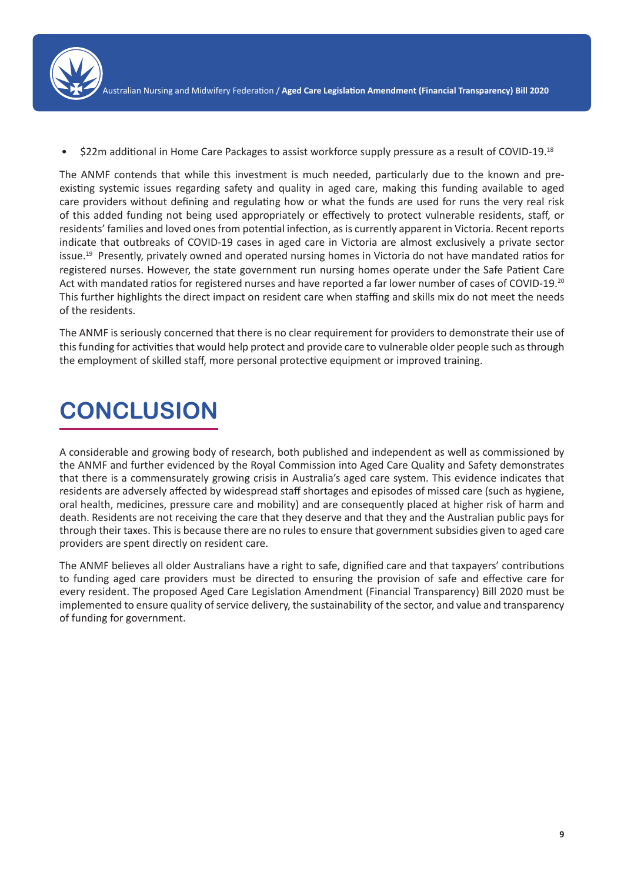- $22m additional in Home Care Packages to assist workforce supply pressure as a result of COVID-19.[18]

The ANMF contends that while this investment is much needed, particularly due to the known and pre-existing systemic issues regarding safety and quality in aged care, making this funding available to aged care providers without defining and regulating how or what the funds are used for runs the very real risk of this added funding not being used appropriately or effectively to protect vulnerable residents, staff, or residents' families and loved ones from potential infection, as is currently apparent in Victoria. Recent reports indicate that outbreaks of COVID-19 cases in aged care in Victoria are almost exclusively a private sector issue.[19] Presently, privately owned and operated nursing homes in Victoria do not have mandated ratios for registered nurses. However, the state government run nursing homes operate under the Safe Patient Care Act with mandated ratios for registered nurses and have reported a far lower number of cases of COVID-19.[20] This further highlights the direct impact on resident care when staffing and skills mix do not meet the needs of the residents.

The ANMF is seriously concerned that there is no clear requirement for providers to demonstrate their use of this funding for activities that would help protect and provide care to vulnerable older people such as through the employment of skilled staff, more personal protective equipment or improved training.

# CONCLUSION

A considerable and growing body of research, both published and independent as well as commissioned by the ANMF and further evidenced by the Royal Commission into Aged Care Quality and Safety demonstrates that there is a commensurately growing crisis in Australia's aged care system. This evidence indicates that residents are adversely affected by widespread staff shortages and episodes of missed care (such as hygiene, oral health, medicines, pressure care and mobility) and are consequently placed at higher risk of harm and death. Residents are not receiving the care that they deserve and that they and the Australian public pays for through their taxes. This is because there are no rules to ensure that government subsidies given to aged care providers are spent directly on resident care.

The ANMF believes all older Australians have a right to safe, dignified care and that taxpayers' contributions to funding aged care providers must be directed to ensuring the provision of safe and effective care for every resident. The proposed Aged Care Legislation Amendment (Financial Transparency) Bill 2020 must be implemented to ensure quality of service delivery, the sustainability of the sector, and value and transparency of funding for government.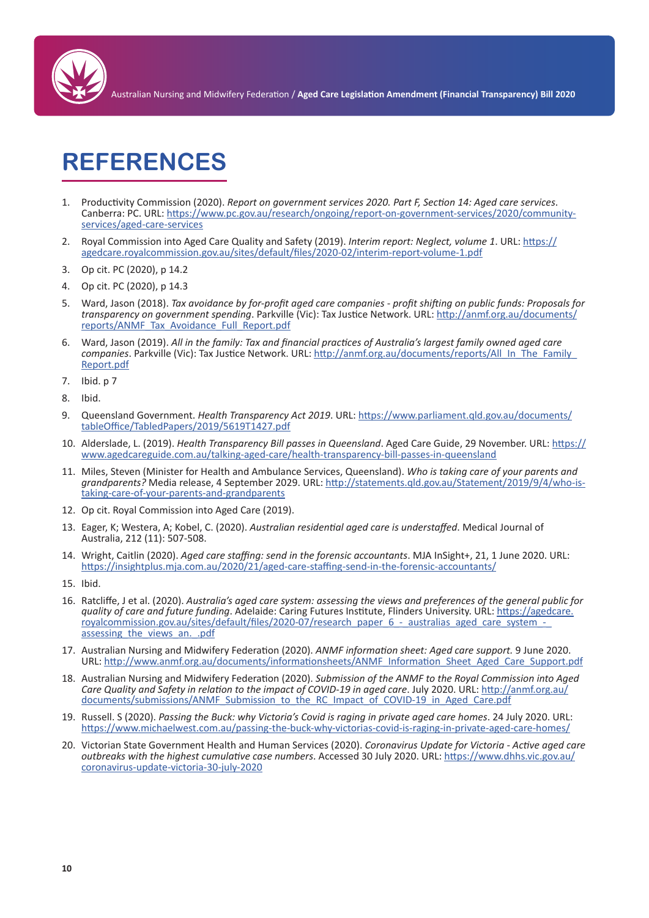# REFERENCES

1. Productivity Commission (2020). *Report on government services 2020. Part F, Section 14: Aged care services*. Canberra: PC. URL: https://www.pc.gov.au/research/ongoing/report-on-government-services/2020/community-services/aged-care-services
2. Royal Commission into Aged Care Quality and Safety (2019). *Interim report: Neglect, volume 1*. URL: https://agedcare.royalcommission.gov.au/sites/default/files/2020-02/interim-report-volume-1.pdf
3. Op cit. PC (2020), p 14.2
4. Op cit. PC (2020), p 14.3
5. Ward, Jason (2018). *Tax avoidance by for-profit aged care companies - profit shifting on public funds: Proposals for transparency on government spending*. Parkville (Vic): Tax Justice Network. URL: http://anmf.org.au/documents/reports/ANMF_Tax_Avoidance_Full_Report.pdf
6. Ward, Jason (2019). *All in the family: Tax and financial practices of Australia's largest family owned aged care companies*. Parkville (Vic): Tax Justice Network. URL: http://anmf.org.au/documents/reports/All_In_The_Family_Report.pdf
7. Ibid. p 7
8. Ibid.
9. Queensland Government. *Health Transparency Act 2019*. URL: https://www.parliament.qld.gov.au/documents/tableOffice/TabledPapers/2019/5619T1427.pdf
10. Alderslade, L. (2019). *Health Transparency Bill passes in Queensland*. Aged Care Guide, 29 November. URL: https://www.agedcareguide.com.au/talking-aged-care/health-transparency-bill-passes-in-queensland
11. Miles, Steven (Minister for Health and Ambulance Services, Queensland). *Who is taking care of your parents and grandparents?* Media release, 4 September 2029. URL: http://statements.qld.gov.au/Statement/2019/9/4/who-is-taking-care-of-your-parents-and-grandparents
12. Op cit. Royal Commission into Aged Care (2019).
13. Eager, K; Westera, A; Kobel, C. (2020). *Australian residential aged care is understaffed*. Medical Journal of Australia, 212 (11): 507-508.
14. Wright, Caitlin (2020). *Aged care staffing: send in the forensic accountants*. MJA InSight+, 21, 1 June 2020. URL: https://insightplus.mja.com.au/2020/21/aged-care-staffing-send-in-the-forensic-accountants/
15. Ibid.
16. Ratcliffe, J et al. (2020). *Australia's aged care system: assessing the views and preferences of the general public for quality of care and future funding*. Adelaide: Caring Futures Institute, Flinders University. URL: https://agedcare.royalcommission.gov.au/sites/default/files/2020-07/research_paper_6_-_australias_aged_care_system_-_assessing_the_views_an_.pdf
17. Australian Nursing and Midwifery Federation (2020). *ANMF information sheet: Aged care support.* 9 June 2020. URL: http://www.anmf.org.au/documents/informationsheets/ANMF_Information_Sheet_Aged_Care_Support.pdf
18. Australian Nursing and Midwifery Federation (2020). *Submission of the ANMF to the Royal Commission into Aged Care Quality and Safety in relation to the impact of COVID-19 in aged care*. July 2020. URL: http://anmf.org.au/documents/submissions/ANMF_Submission_to_the_RC_Impact_of_COVID-19_in_Aged_Care.pdf
19. Russell. S (2020). *Passing the Buck: why Victoria's Covid is raging in private aged care homes*. 24 July 2020. URL: https://www.michaelwest.com.au/passing-the-buck-why-victorias-covid-is-raging-in-private-aged-care-homes/
20. Victorian State Government Health and Human Services (2020). *Coronavirus Update for Victoria - Active aged care outbreaks with the highest cumulative case numbers*. Accessed 30 July 2020. URL: https://www.dhhs.vic.gov.au/coronavirus-update-victoria-30-july-2020